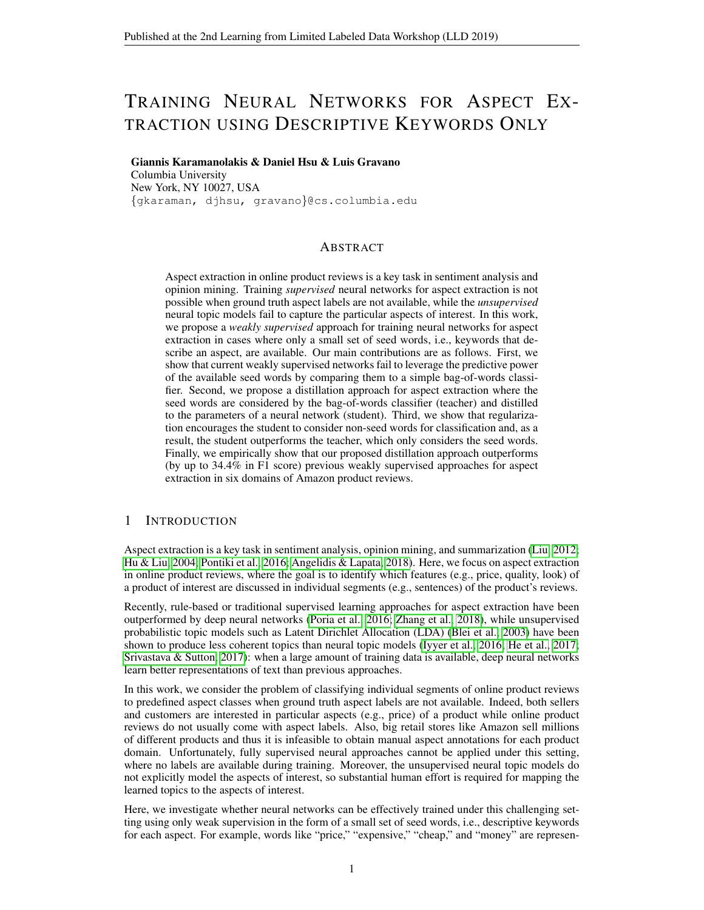# Training Neural Networks for Aspect Extraction using Descriptive Keywords Only

**Giannis Karamanolakis & Daniel Hsu & Luis Gravano**
Columbia University
New York, NY 10027, USA
{gkaraman, djhsu, gravano}@cs.columbia.edu

## Abstract

Aspect extraction in online product reviews is a key task in sentiment analysis and opinion mining. Training *supervised* neural networks for aspect extraction is not possible when ground truth aspect labels are not available, while the *unsupervised* neural topic models fail to capture the particular aspects of interest. In this work, we propose a *weakly supervised* approach for training neural networks for aspect extraction in cases where only a small set of seed words, i.e., keywords that describe an aspect, are available. Our main contributions are as follows. First, we show that current weakly supervised networks fail to leverage the predictive power of the available seed words by comparing them to a simple bag-of-words classifier. Second, we propose a distillation approach for aspect extraction where the seed words are considered by the bag-of-words classifier (teacher) and distilled to the parameters of a neural network (student). Third, we show that regularization encourages the student to consider non-seed words for classification and, as a result, the student outperforms the teacher, which only considers the seed words. Finally, we empirically show that our proposed distillation approach outperforms (by up to 34.4% in F1 score) previous weakly supervised approaches for aspect extraction in six domains of Amazon product reviews.

## 1 Introduction

Aspect extraction is a key task in sentiment analysis, opinion mining, and summarization (Liu, 2012; Hu & Liu, 2004; Pontiki et al., 2016; Angelidis & Lapata, 2018). Here, we focus on aspect extraction in online product reviews, where the goal is to identify which features (e.g., price, quality, look) of a product of interest are discussed in individual segments (e.g., sentences) of the product's reviews.

Recently, rule-based or traditional supervised learning approaches for aspect extraction have been outperformed by deep neural networks (Poria et al., 2016; Zhang et al., 2018), while unsupervised probabilistic topic models such as Latent Dirichlet Allocation (LDA) (Blei et al., 2003) have been shown to produce less coherent topics than neural topic models (Iyyer et al., 2016; He et al., 2017; Srivastava & Sutton, 2017): when a large amount of training data is available, deep neural networks learn better representations of text than previous approaches.

In this work, we consider the problem of classifying individual segments of online product reviews to predefined aspect classes when ground truth aspect labels are not available. Indeed, both sellers and customers are interested in particular aspects (e.g., price) of a product while online product reviews do not usually come with aspect labels. Also, big retail stores like Amazon sell millions of different products and thus it is infeasible to obtain manual aspect annotations for each product domain. Unfortunately, fully supervised neural approaches cannot be applied under this setting, where no labels are available during training. Moreover, the unsupervised neural topic models do not explicitly model the aspects of interest, so substantial human effort is required for mapping the learned topics to the aspects of interest.

Here, we investigate whether neural networks can be effectively trained under this challenging setting using only weak supervision in the form of a small set of seed words, i.e., descriptive keywords for each aspect. For example, words like "price," "expensive," "cheap," and "money" are represen-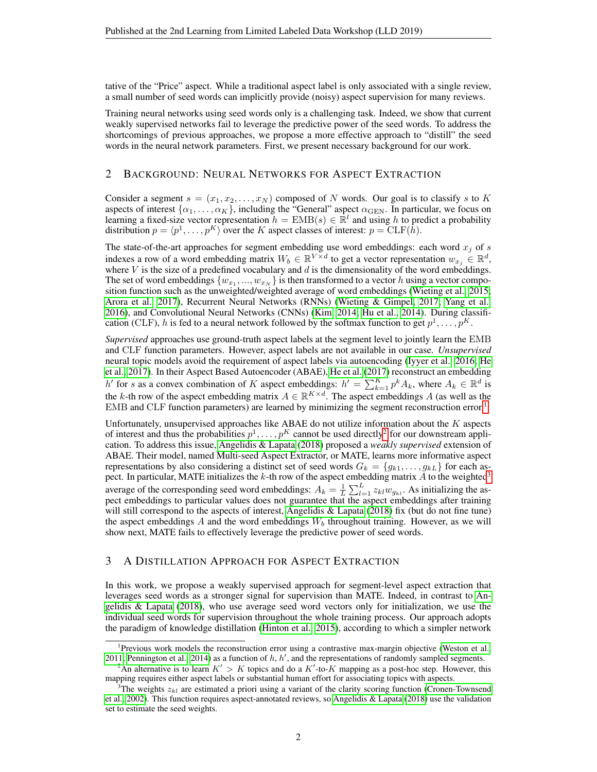tative of the "Price" aspect. While a traditional aspect label is only associated with a single review, a small number of seed words can implicitly provide (noisy) aspect supervision for many reviews.

Training neural networks using seed words only is a challenging task. Indeed, we show that current weakly supervised networks fail to leverage the predictive power of the seed words. To address the shortcomings of previous approaches, we propose a more effective approach to "distill" the seed words in the neural network parameters. First, we present necessary background for our work.

## 2 Background: Neural Networks for Aspect Extraction

Consider a segment $s = (x_1, x_2, \ldots, x_N)$ composed of $N$ words. Our goal is to classify $s$ to $K$ aspects of interest $\{\alpha_1, \ldots, \alpha_K\}$, including the "General" aspect $\alpha_{\text{GEN}}$. In particular, we focus on learning a fixed-size vector representation $h = \text{EMB}(s) \in \mathbb{R}^l$ and using $h$ to predict a probability distribution $p = \langle p^1, \ldots, p^K \rangle$ over the $K$ aspect classes of interest: $p = \text{CLF}(h)$.

The state-of-the-art approaches for segment embedding use word embeddings: each word $x_j$ of $s$ indexes a row of a word embedding matrix $W_b \in \mathbb{R}^{V \times d}$ to get a vector representation $w_{x_j} \in \mathbb{R}^d$, where $V$ is the size of a predefined vocabulary and $d$ is the dimensionality of the word embeddings. The set of word embeddings $\{w_{x_1}, ..., w_{x_N}\}$ is then transformed to a vector $h$ using a vector composition function such as the unweighted/weighted average of word embeddings (Wieting et al., 2015; Arora et al., 2017), Recurrent Neural Networks (RNNs) (Wieting & Gimpel, 2017; Yang et al., 2016), and Convolutional Neural Networks (CNNs) (Kim, 2014; Hu et al., 2014). During classification (CLF), $h$ is fed to a neural network followed by the softmax function to get $p^1, \ldots, p^K$.

*Supervised* approaches use ground-truth aspect labels at the segment level to jointly learn the EMB and CLF function parameters. However, aspect labels are not available in our case. *Unsupervised* neural topic models avoid the requirement of aspect labels via autoencoding (Iyyer et al., 2016; He et al., 2017). In their Aspect Based Autoencoder (ABAE), He et al. (2017) reconstruct an embedding $h'$ for $s$ as a convex combination of $K$ aspect embeddings: $h' = \sum_{k=1}^{K} p^k A_k$, where $A_k \in \mathbb{R}^d$ is the $k$-th row of the aspect embedding matrix $A \in \mathbb{R}^{K \times d}$. The aspect embeddings $A$ (as well as the EMB and CLF function parameters) are learned by minimizing the segment reconstruction error[1].

Unfortunately, unsupervised approaches like ABAE do not utilize information about the $K$ aspects of interest and thus the probabilities $p^1, \ldots, p^K$ cannot be used directly[2] for our downstream application. To address this issue, Angelidis & Lapata (2018) proposed a *weakly supervised* extension of ABAE. Their model, named Multi-seed Aspect Extractor, or MATE, learns more informative aspect representations by also considering a distinct set of seed words $G_k = \{g_{k1}, \ldots, g_{kL}\}$ for each aspect. In particular, MATE initializes the $k$-th row of the aspect embedding matrix $A$ to the weighted[3] average of the corresponding seed word embeddings: $A_k = \frac{1}{L}\sum_{l=1}^{L} z_{kl} w_{g_{kl}}$. As initializing the aspect embeddings to particular values does not guarantee that the aspect embeddings after training will still correspond to the aspects of interest, Angelidis & Lapata (2018) fix (but do not fine tune) the aspect embeddings $A$ and the word embeddings $W_b$ throughout training. However, as we will show next, MATE fails to effectively leverage the predictive power of seed words.

## 3 A Distillation Approach for Aspect Extraction

In this work, we propose a weakly supervised approach for segment-level aspect extraction that leverages seed words as a stronger signal for supervision than MATE. Indeed, in contrast to Angelidis & Lapata (2018), who use average seed word vectors only for initialization, we use the individual seed words for supervision throughout the whole training process. Our approach adopts the paradigm of knowledge distillation (Hinton et al., 2015), according to which a simpler network

---

[1] Previous work models the reconstruction error using a contrastive max-margin objective (Weston et al., 2011; Pennington et al., 2014) as a function of $h$, $h'$, and the representations of randomly sampled segments.

[2] An alternative is to learn $K' > K$ topics and do a $K'$-to-$K$ mapping as a post-hoc step. However, this mapping requires either aspect labels or substantial human effort for associating topics with aspects.

[3] The weights $z_{kl}$ are estimated a priori using a variant of the clarity scoring function (Cronen-Townsend et al., 2002). This function requires aspect-annotated reviews, so Angelidis & Lapata (2018) use the validation set to estimate the seed weights.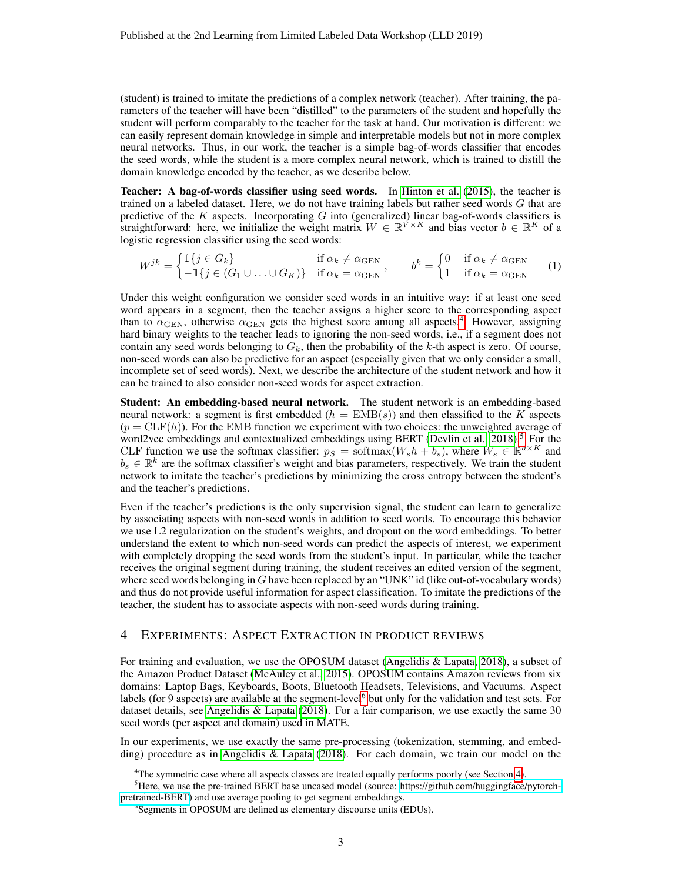(student) is trained to imitate the predictions of a complex network (teacher). After training, the parameters of the teacher will have been "distilled" to the parameters of the student and hopefully the student will perform comparably to the teacher for the task at hand. Our motivation is different: we can easily represent domain knowledge in simple and interpretable models but not in more complex neural networks. Thus, in our work, the teacher is a simple bag-of-words classifier that encodes the seed words, while the student is a more complex neural network, which is trained to distill the domain knowledge encoded by the teacher, as we describe below.

**Teacher: A bag-of-words classifier using seed words.** In Hinton et al. (2015), the teacher is trained on a labeled dataset. Here, we do not have training labels but rather seed words $G$ that are predictive of the $K$ aspects. Incorporating $G$ into (generalized) linear bag-of-words classifiers is straightforward: here, we initialize the weight matrix $W \in \mathbb{R}^{V \times K}$ and bias vector $b \in \mathbb{R}^K$ of a logistic regression classifier using the seed words:

$$W^{jk} = \begin{cases} \mathbb{1}\{j \in G_k\} & \text{if } \alpha_k \neq \alpha_{\text{GEN}} \\ -\mathbb{1}\{j \in (G_1 \cup \ldots \cup G_K)\} & \text{if } \alpha_k = \alpha_{\text{GEN}} \end{cases}, \qquad b^k = \begin{cases} 0 & \text{if } \alpha_k \neq \alpha_{\text{GEN}} \\ 1 & \text{if } \alpha_k = \alpha_{\text{GEN}} \end{cases} \tag{1}$$

Under this weight configuration we consider seed words in an intuitive way: if at least one seed word appears in a segment, then the teacher assigns a higher score to the corresponding aspect than to $\alpha_{\text{GEN}}$, otherwise $\alpha_{\text{GEN}}$ gets the highest score among all aspects.[4] However, assigning hard binary weights to the teacher leads to ignoring the non-seed words, i.e., if a segment does not contain any seed words belonging to $G_k$, then the probability of the $k$-th aspect is zero. Of course, non-seed words can also be predictive for an aspect (especially given that we only consider a small, incomplete set of seed words). Next, we describe the architecture of the student network and how it can be trained to also consider non-seed words for aspect extraction.

**Student: An embedding-based neural network.** The student network is an embedding-based neural network: a segment is first embedded ($h = \text{EMB}(s)$) and then classified to the $K$ aspects ($p = \text{CLF}(h)$). For the EMB function we experiment with two choices: the unweighted average of word2vec embeddings and contextualized embeddings using BERT (Devlin et al., 2018).[5] For the CLF function we use the softmax classifier: $p_S = \text{softmax}(W_s h + b_s)$, where $W_s \in \mathbb{R}^{d \times K}$ and $b_s \in \mathbb{R}^k$ are the softmax classifier's weight and bias parameters, respectively. We train the student network to imitate the teacher's predictions by minimizing the cross entropy between the student's and the teacher's predictions.

Even if the teacher's predictions is the only supervision signal, the student can learn to generalize by associating aspects with non-seed words in addition to seed words. To encourage this behavior we use L2 regularization on the student's weights, and dropout on the word embeddings. To better understand the extent to which non-seed words can predict the aspects of interest, we experiment with completely dropping the seed words from the student's input. In particular, while the teacher receives the original segment during training, the student receives an edited version of the segment, where seed words belonging in $G$ have been replaced by an "UNK" id (like out-of-vocabulary words) and thus do not provide useful information for aspect classification. To imitate the predictions of the teacher, the student has to associate aspects with non-seed words during training.

## 4 Experiments: Aspect Extraction in Product Reviews

For training and evaluation, we use the OPOSUM dataset (Angelidis & Lapata, 2018), a subset of the Amazon Product Dataset (McAuley et al., 2015). OPOSUM contains Amazon reviews from six domains: Laptop Bags, Keyboards, Boots, Bluetooth Headsets, Televisions, and Vacuums. Aspect labels (for 9 aspects) are available at the segment-level[6] but only for the validation and test sets. For dataset details, see Angelidis & Lapata (2018). For a fair comparison, we use exactly the same 30 seed words (per aspect and domain) used in MATE.

In our experiments, we use exactly the same pre-processing (tokenization, stemming, and embedding) procedure as in Angelidis & Lapata (2018). For each domain, we train our model on the

[4] The symmetric case where all aspects classes are treated equally performs poorly (see Section 4).

[5] Here, we use the pre-trained BERT base uncased model (source: https://github.com/huggingface/pytorch-pretrained-BERT) and use average pooling to get segment embeddings.

[6] Segments in OPOSUM are defined as elementary discourse units (EDUs).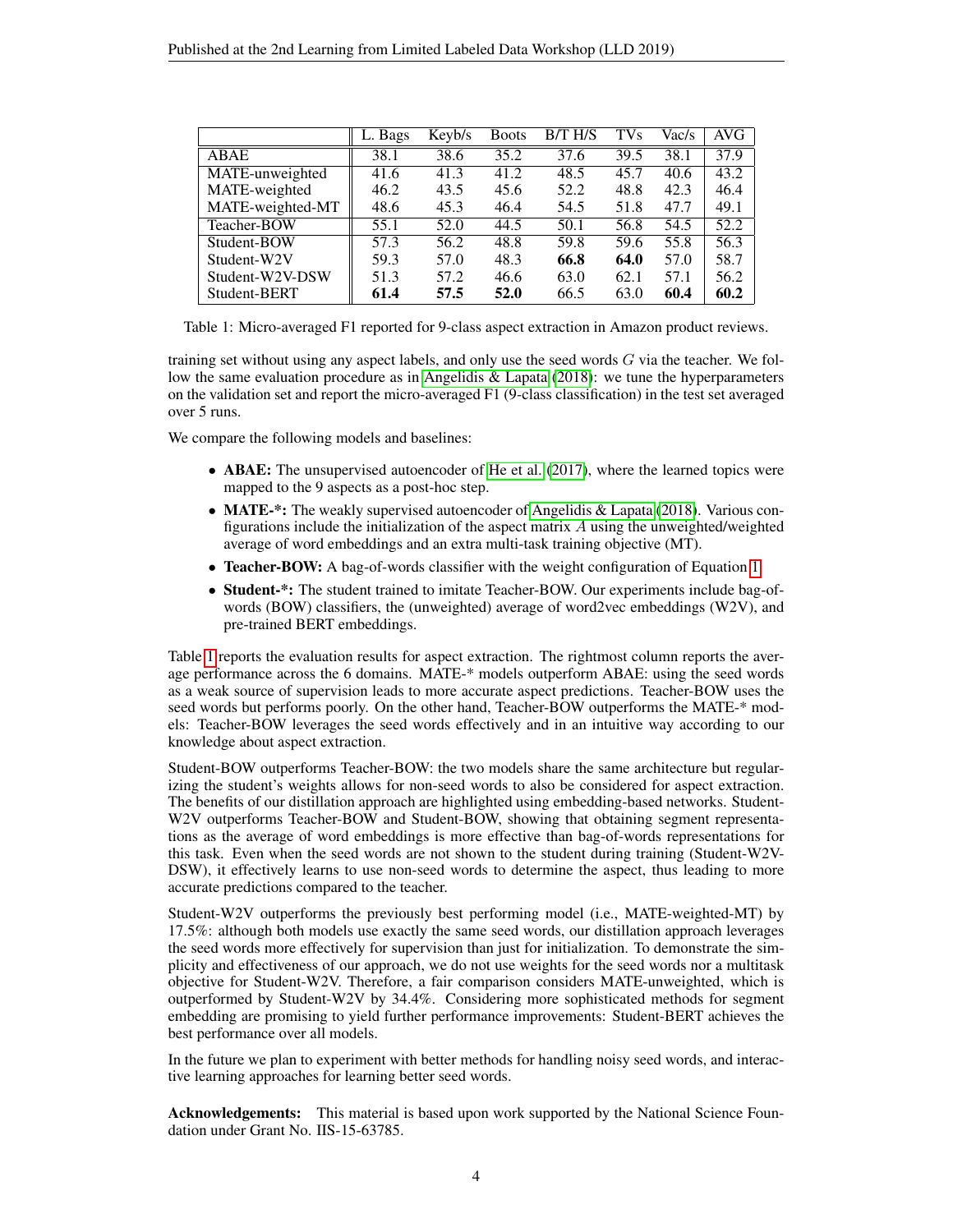| | L. Bags | Keyb/s | Boots | B/T H/S | TVs | Vac/s | AVG |
|---|---|---|---|---|---|---|---|
| ABAE | 38.1 | 38.6 | 35.2 | 37.6 | 39.5 | 38.1 | 37.9 |
| MATE-unweighted | 41.6 | 41.3 | 41.2 | 48.5 | 45.7 | 40.6 | 43.2 |
| MATE-weighted | 46.2 | 43.5 | 45.6 | 52.2 | 48.8 | 42.3 | 46.4 |
| MATE-weighted-MT | 48.6 | 45.3 | 46.4 | 54.5 | 51.8 | 47.7 | 49.1 |
| Teacher-BOW | 55.1 | 52.0 | 44.5 | 50.1 | 56.8 | 54.5 | 52.2 |
| Student-BOW | 57.3 | 56.2 | 48.8 | 59.8 | 59.6 | 55.8 | 56.3 |
| Student-W2V | 59.3 | 57.0 | 48.3 | **66.8** | **64.0** | 57.0 | 58.7 |
| Student-W2V-DSW | 51.3 | 57.2 | 46.6 | 63.0 | 62.1 | 57.1 | 56.2 |
| Student-BERT | **61.4** | **57.5** | **52.0** | 66.5 | 63.0 | **60.4** | **60.2** |

Table 1: Micro-averaged F1 reported for 9-class aspect extraction in Amazon product reviews.

training set without using any aspect labels, and only use the seed words $G$ via the teacher. We follow the same evaluation procedure as in Angelidis & Lapata (2018): we tune the hyperparameters on the validation set and report the micro-averaged F1 (9-class classification) in the test set averaged over 5 runs.

We compare the following models and baselines:

- **ABAE:** The unsupervised autoencoder of He et al. (2017), where the learned topics were mapped to the 9 aspects as a post-hoc step.
- **MATE-*:** The weakly supervised autoencoder of Angelidis & Lapata (2018). Various configurations include the initialization of the aspect matrix $A$ using the unweighted/weighted average of word embeddings and an extra multi-task training objective (MT).
- **Teacher-BOW:** A bag-of-words classifier with the weight configuration of Equation 1.
- **Student-*:** The student trained to imitate Teacher-BOW. Our experiments include bag-of-words (BOW) classifiers, the (unweighted) average of word2vec embeddings (W2V), and pre-trained BERT embeddings.

Table 1 reports the evaluation results for aspect extraction. The rightmost column reports the average performance across the 6 domains. MATE-* models outperform ABAE: using the seed words as a weak source of supervision leads to more accurate aspect predictions. Teacher-BOW uses the seed words but performs poorly. On the other hand, Teacher-BOW outperforms the MATE-* models: Teacher-BOW leverages the seed words effectively and in an intuitive way according to our knowledge about aspect extraction.

Student-BOW outperforms Teacher-BOW: the two models share the same architecture but regularizing the student's weights allows for non-seed words to also be considered for aspect extraction. The benefits of our distillation approach are highlighted using embedding-based networks. Student-W2V outperforms Teacher-BOW and Student-BOW, showing that obtaining segment representations as the average of word embeddings is more effective than bag-of-words representations for this task. Even when the seed words are not shown to the student during training (Student-W2V-DSW), it effectively learns to use non-seed words to determine the aspect, thus leading to more accurate predictions compared to the teacher.

Student-W2V outperforms the previously best performing model (i.e., MATE-weighted-MT) by 17.5%: although both models use exactly the same seed words, our distillation approach leverages the seed words more effectively for supervision than just for initialization. To demonstrate the simplicity and effectiveness of our approach, we do not use weights for the seed words nor a multitask objective for Student-W2V. Therefore, a fair comparison considers MATE-unweighted, which is outperformed by Student-W2V by 34.4%. Considering more sophisticated methods for segment embedding are promising to yield further performance improvements: Student-BERT achieves the best performance over all models.

In the future we plan to experiment with better methods for handling noisy seed words, and interactive learning approaches for learning better seed words.

**Acknowledgements:** This material is based upon work supported by the National Science Foundation under Grant No. IIS-15-63785.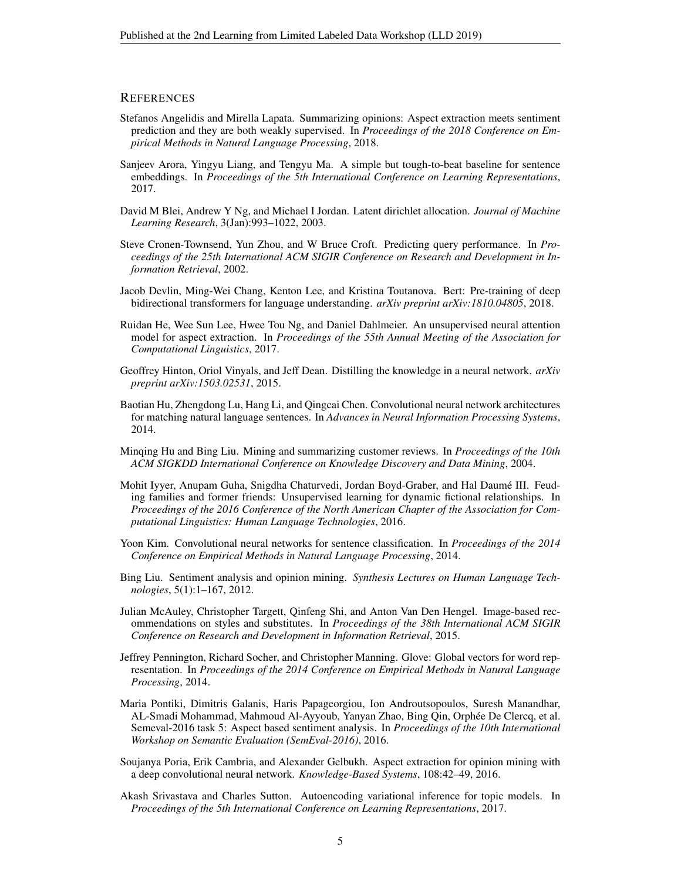## REFERENCES

Stefanos Angelidis and Mirella Lapata. Summarizing opinions: Aspect extraction meets sentiment prediction and they are both weakly supervised. In *Proceedings of the 2018 Conference on Empirical Methods in Natural Language Processing*, 2018.

Sanjeev Arora, Yingyu Liang, and Tengyu Ma. A simple but tough-to-beat baseline for sentence embeddings. In *Proceedings of the 5th International Conference on Learning Representations*, 2017.

David M Blei, Andrew Y Ng, and Michael I Jordan. Latent dirichlet allocation. *Journal of Machine Learning Research*, 3(Jan):993–1022, 2003.

Steve Cronen-Townsend, Yun Zhou, and W Bruce Croft. Predicting query performance. In *Proceedings of the 25th International ACM SIGIR Conference on Research and Development in Information Retrieval*, 2002.

Jacob Devlin, Ming-Wei Chang, Kenton Lee, and Kristina Toutanova. Bert: Pre-training of deep bidirectional transformers for language understanding. *arXiv preprint arXiv:1810.04805*, 2018.

Ruidan He, Wee Sun Lee, Hwee Tou Ng, and Daniel Dahlmeier. An unsupervised neural attention model for aspect extraction. In *Proceedings of the 55th Annual Meeting of the Association for Computational Linguistics*, 2017.

Geoffrey Hinton, Oriol Vinyals, and Jeff Dean. Distilling the knowledge in a neural network. *arXiv preprint arXiv:1503.02531*, 2015.

Baotian Hu, Zhengdong Lu, Hang Li, and Qingcai Chen. Convolutional neural network architectures for matching natural language sentences. In *Advances in Neural Information Processing Systems*, 2014.

Minqing Hu and Bing Liu. Mining and summarizing customer reviews. In *Proceedings of the 10th ACM SIGKDD International Conference on Knowledge Discovery and Data Mining*, 2004.

Mohit Iyyer, Anupam Guha, Snigdha Chaturvedi, Jordan Boyd-Graber, and Hal Daumé III. Feuding families and former friends: Unsupervised learning for dynamic fictional relationships. In *Proceedings of the 2016 Conference of the North American Chapter of the Association for Computational Linguistics: Human Language Technologies*, 2016.

Yoon Kim. Convolutional neural networks for sentence classification. In *Proceedings of the 2014 Conference on Empirical Methods in Natural Language Processing*, 2014.

Bing Liu. Sentiment analysis and opinion mining. *Synthesis Lectures on Human Language Technologies*, 5(1):1–167, 2012.

Julian McAuley, Christopher Targett, Qinfeng Shi, and Anton Van Den Hengel. Image-based recommendations on styles and substitutes. In *Proceedings of the 38th International ACM SIGIR Conference on Research and Development in Information Retrieval*, 2015.

Jeffrey Pennington, Richard Socher, and Christopher Manning. Glove: Global vectors for word representation. In *Proceedings of the 2014 Conference on Empirical Methods in Natural Language Processing*, 2014.

Maria Pontiki, Dimitris Galanis, Haris Papageorgiou, Ion Androutsopoulos, Suresh Manandhar, AL-Smadi Mohammad, Mahmoud Al-Ayyoub, Yanyan Zhao, Bing Qin, Orphée De Clercq, et al. Semeval-2016 task 5: Aspect based sentiment analysis. In *Proceedings of the 10th International Workshop on Semantic Evaluation (SemEval-2016)*, 2016.

Soujanya Poria, Erik Cambria, and Alexander Gelbukh. Aspect extraction for opinion mining with a deep convolutional neural network. *Knowledge-Based Systems*, 108:42–49, 2016.

Akash Srivastava and Charles Sutton. Autoencoding variational inference for topic models. In *Proceedings of the 5th International Conference on Learning Representations*, 2017.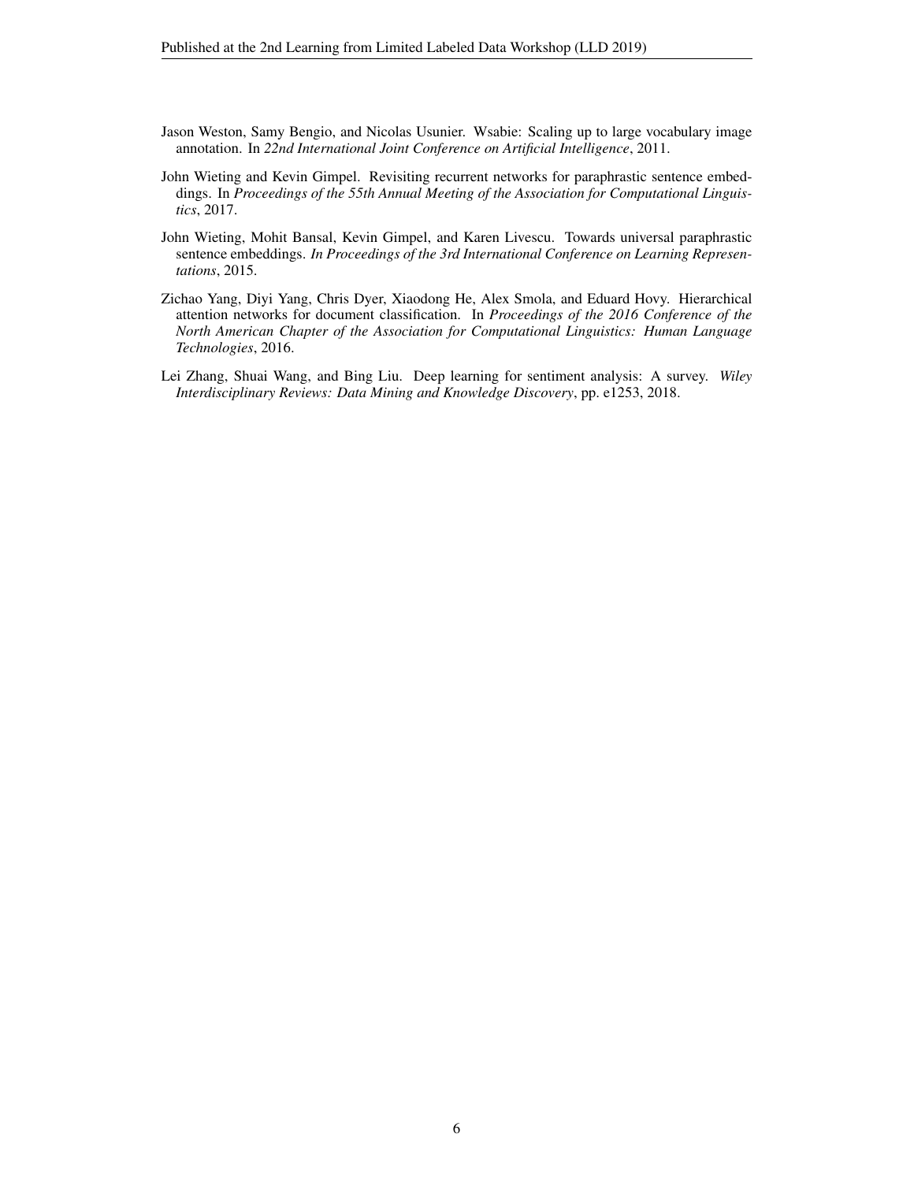Jason Weston, Samy Bengio, and Nicolas Usunier. Wsabie: Scaling up to large vocabulary image annotation. In *22nd International Joint Conference on Artificial Intelligence*, 2011.

John Wieting and Kevin Gimpel. Revisiting recurrent networks for paraphrastic sentence embeddings. In *Proceedings of the 55th Annual Meeting of the Association for Computational Linguistics*, 2017.

John Wieting, Mohit Bansal, Kevin Gimpel, and Karen Livescu. Towards universal paraphrastic sentence embeddings. *In Proceedings of the 3rd International Conference on Learning Representations*, 2015.

Zichao Yang, Diyi Yang, Chris Dyer, Xiaodong He, Alex Smola, and Eduard Hovy. Hierarchical attention networks for document classification. In *Proceedings of the 2016 Conference of the North American Chapter of the Association for Computational Linguistics: Human Language Technologies*, 2016.

Lei Zhang, Shuai Wang, and Bing Liu. Deep learning for sentiment analysis: A survey. *Wiley Interdisciplinary Reviews: Data Mining and Knowledge Discovery*, pp. e1253, 2018.